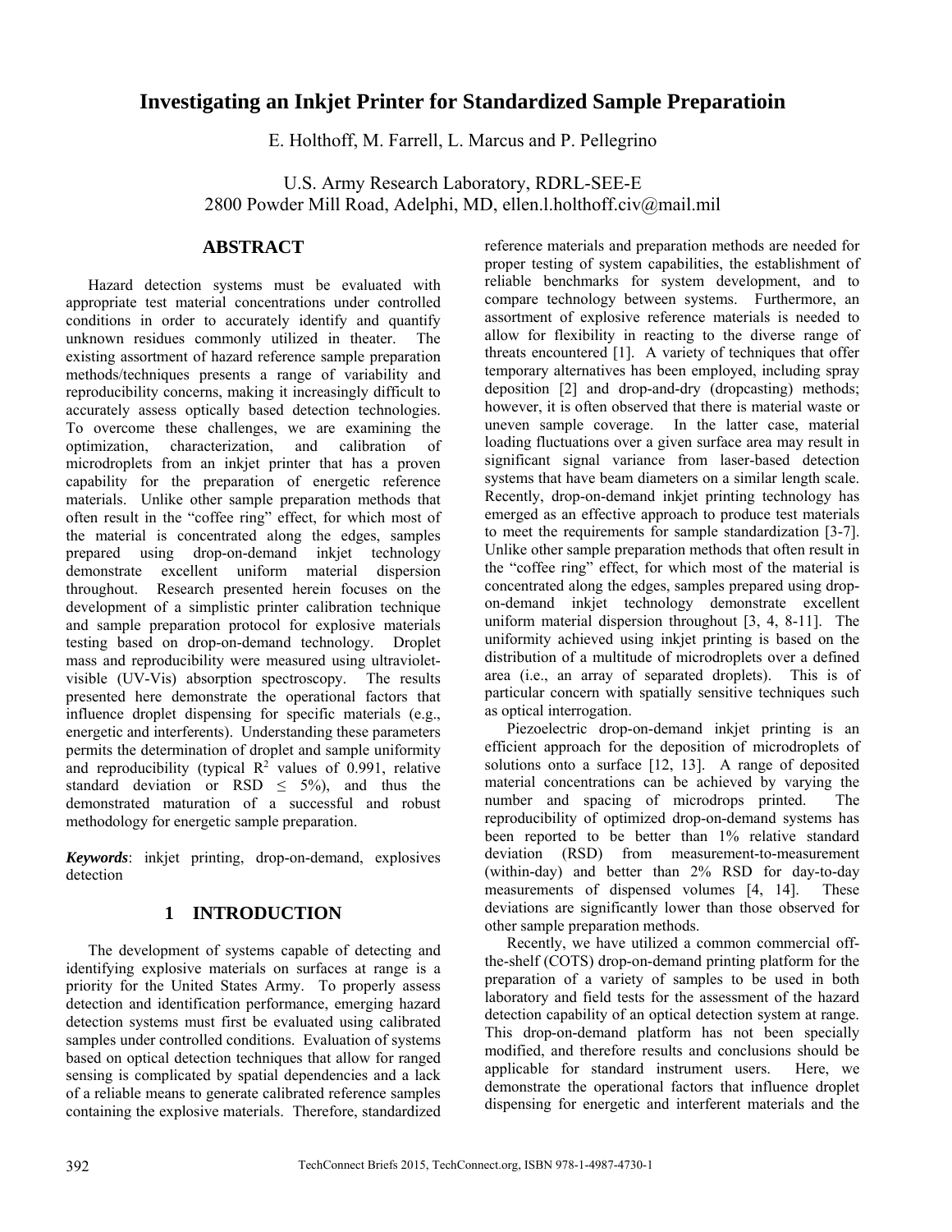# Investigating an Inkjet Printer for Standardized Sample Preparatioin

E. Holthoff, M. Farrell, L. Marcus and P. Pellegrino

U.S. Army Research Laboratory, RDRL-SEE-E
2800 Powder Mill Road, Adelphi, MD, ellen.l.holthoff.civ@mail.mil

## ABSTRACT

Hazard detection systems must be evaluated with appropriate test material concentrations under controlled conditions in order to accurately identify and quantify unknown residues commonly utilized in theater. The existing assortment of hazard reference sample preparation methods/techniques presents a range of variability and reproducibility concerns, making it increasingly difficult to accurately assess optically based detection technologies. To overcome these challenges, we are examining the optimization, characterization, and calibration of microdroplets from an inkjet printer that has a proven capability for the preparation of energetic reference materials. Unlike other sample preparation methods that often result in the "coffee ring" effect, for which most of the material is concentrated along the edges, samples prepared using drop-on-demand inkjet technology demonstrate excellent uniform material dispersion throughout. Research presented herein focuses on the development of a simplistic printer calibration technique and sample preparation protocol for explosive materials testing based on drop-on-demand technology. Droplet mass and reproducibility were measured using ultraviolet-visible (UV-Vis) absorption spectroscopy. The results presented here demonstrate the operational factors that influence droplet dispensing for specific materials (e.g., energetic and interferents). Understanding these parameters permits the determination of droplet and sample uniformity and reproducibility (typical $R^2$ values of 0.991, relative standard deviation or RSD $\leq$ 5%), and thus the demonstrated maturation of a successful and robust methodology for energetic sample preparation.

***Keywords***: inkjet printing, drop-on-demand, explosives detection

## 1 INTRODUCTION

The development of systems capable of detecting and identifying explosive materials on surfaces at range is a priority for the United States Army. To properly assess detection and identification performance, emerging hazard detection systems must first be evaluated using calibrated samples under controlled conditions. Evaluation of systems based on optical detection techniques that allow for ranged sensing is complicated by spatial dependencies and a lack of a reliable means to generate calibrated reference samples containing the explosive materials. Therefore, standardized reference materials and preparation methods are needed for proper testing of system capabilities, the establishment of reliable benchmarks for system development, and to compare technology between systems. Furthermore, an assortment of explosive reference materials is needed to allow for flexibility in reacting to the diverse range of threats encountered [1]. A variety of techniques that offer temporary alternatives has been employed, including spray deposition [2] and drop-and-dry (dropcasting) methods; however, it is often observed that there is material waste or uneven sample coverage. In the latter case, material loading fluctuations over a given surface area may result in significant signal variance from laser-based detection systems that have beam diameters on a similar length scale. Recently, drop-on-demand inkjet printing technology has emerged as an effective approach to produce test materials to meet the requirements for sample standardization [3-7]. Unlike other sample preparation methods that often result in the "coffee ring" effect, for which most of the material is concentrated along the edges, samples prepared using drop-on-demand inkjet technology demonstrate excellent uniform material dispersion throughout [3, 4, 8-11]. The uniformity achieved using inkjet printing is based on the distribution of a multitude of microdroplets over a defined area (i.e., an array of separated droplets). This is of particular concern with spatially sensitive techniques such as optical interrogation.

Piezoelectric drop-on-demand inkjet printing is an efficient approach for the deposition of microdroplets of solutions onto a surface [12, 13]. A range of deposited material concentrations can be achieved by varying the number and spacing of microdrops printed. The reproducibility of optimized drop-on-demand systems has been reported to be better than 1% relative standard deviation (RSD) from measurement-to-measurement (within-day) and better than 2% RSD for day-to-day measurements of dispensed volumes [4, 14]. These deviations are significantly lower than those observed for other sample preparation methods.

Recently, we have utilized a common commercial off-the-shelf (COTS) drop-on-demand printing platform for the preparation of a variety of samples to be used in both laboratory and field tests for the assessment of the hazard detection capability of an optical detection system at range. This drop-on-demand platform has not been specially modified, and therefore results and conclusions should be applicable for standard instrument users. Here, we demonstrate the operational factors that influence droplet dispensing for energetic and interferent materials and the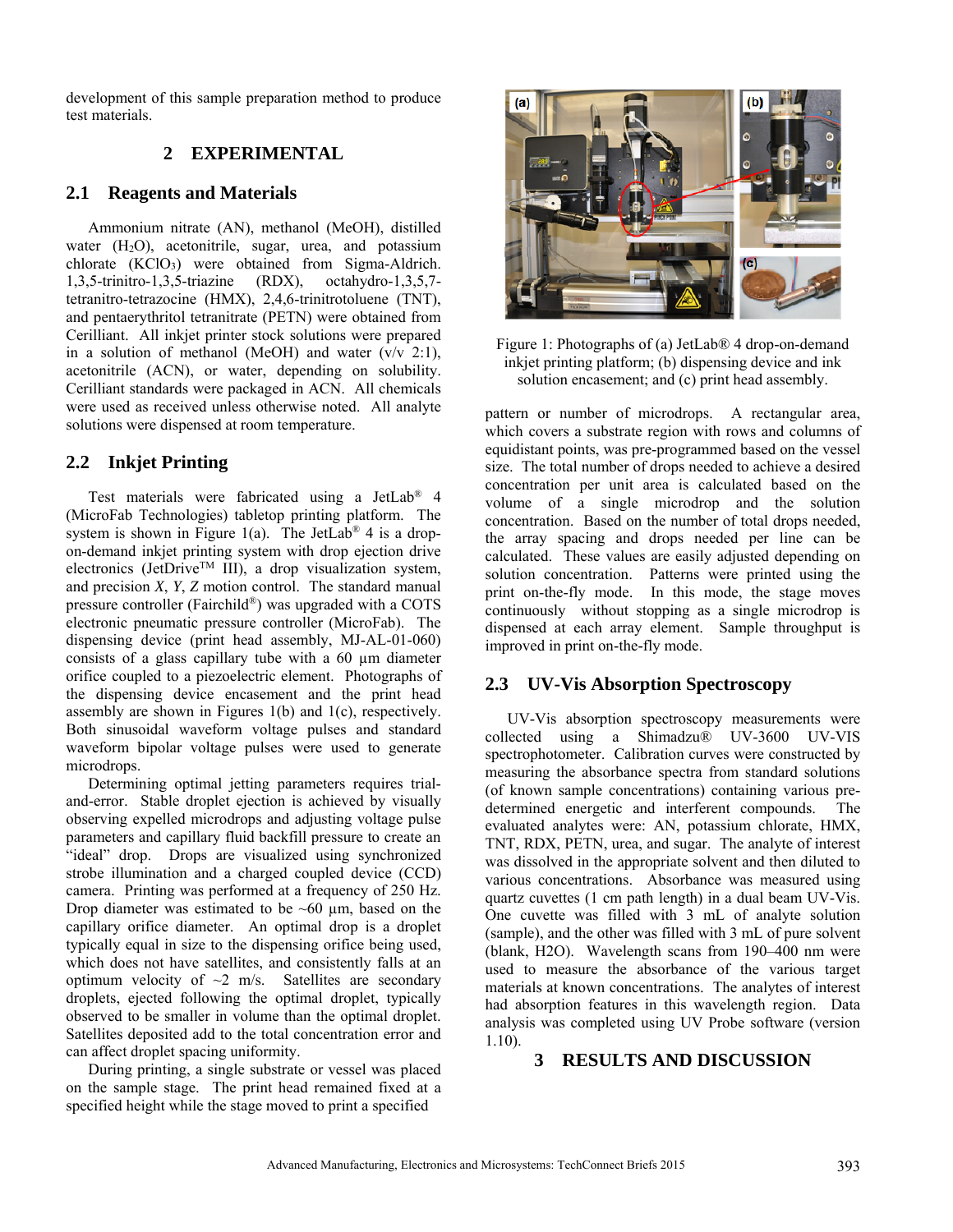development of this sample preparation method to produce test materials.

## 2 EXPERIMENTAL

### 2.1 Reagents and Materials

Ammonium nitrate (AN), methanol (MeOH), distilled water ($H_2O$), acetonitrile, sugar, urea, and potassium chlorate ($KClO_3$) were obtained from Sigma-Aldrich. 1,3,5-trinitro-1,3,5-triazine (RDX), octahydro-1,3,5,7-tetranitro-tetrazocine (HMX), 2,4,6-trinitrotoluene (TNT), and pentaerythritol tetranitrate (PETN) were obtained from Cerilliant. All inkjet printer stock solutions were prepared in a solution of methanol (MeOH) and water (v/v 2:1), acetonitrile (ACN), or water, depending on solubility. Cerilliant standards were packaged in ACN. All chemicals were used as received unless otherwise noted. All analyte solutions were dispensed at room temperature.

### 2.2 Inkjet Printing

Test materials were fabricated using a JetLab® 4 (MicroFab Technologies) tabletop printing platform. The system is shown in Figure 1(a). The JetLab® 4 is a drop-on-demand inkjet printing system with drop ejection drive electronics (JetDrive™ III), a drop visualization system, and precision *X*, *Y*, *Z* motion control. The standard manual pressure controller (Fairchild®) was upgraded with a COTS electronic pneumatic pressure controller (MicroFab). The dispensing device (print head assembly, MJ-AL-01-060) consists of a glass capillary tube with a 60 µm diameter orifice coupled to a piezoelectric element. Photographs of the dispensing device encasement and the print head assembly are shown in Figures 1(b) and 1(c), respectively. Both sinusoidal waveform voltage pulses and standard waveform bipolar voltage pulses were used to generate microdrops.

Determining optimal jetting parameters requires trial-and-error. Stable droplet ejection is achieved by visually observing expelled microdrops and adjusting voltage pulse parameters and capillary fluid backfill pressure to create an "ideal" drop. Drops are visualized using synchronized strobe illumination and a charged coupled device (CCD) camera. Printing was performed at a frequency of 250 Hz. Drop diameter was estimated to be ~60 µm, based on the capillary orifice diameter. An optimal drop is a droplet typically equal in size to the dispensing orifice being used, which does not have satellites, and consistently falls at an optimum velocity of ~2 m/s. Satellites are secondary droplets, ejected following the optimal droplet, typically observed to be smaller in volume than the optimal droplet. Satellites deposited add to the total concentration error and can affect droplet spacing uniformity.

During printing, a single substrate or vessel was placed on the sample stage. The print head remained fixed at a specified height while the stage moved to print a specified pattern or number of microdrops. A rectangular area, which covers a substrate region with rows and columns of equidistant points, was pre-programmed based on the vessel size. The total number of drops needed to achieve a desired concentration per unit area is calculated based on the volume of a single microdrop and the solution concentration. Based on the number of total drops needed, the array spacing and drops needed per line can be calculated. These values are easily adjusted depending on solution concentration. Patterns were printed using the print on-the-fly mode. In this mode, the stage moves continuously without stopping as a single microdrop is dispensed at each array element. Sample throughput is improved in print on-the-fly mode.

Figure 1: Photographs of (a) JetLab® 4 drop-on-demand inkjet printing platform; (b) dispensing device and ink solution encasement; and (c) print head assembly.

### 2.3 UV-Vis Absorption Spectroscopy

UV-Vis absorption spectroscopy measurements were collected using a Shimadzu® UV-3600 UV-VIS spectrophotometer. Calibration curves were constructed by measuring the absorbance spectra from standard solutions (of known sample concentrations) containing various pre-determined energetic and interferent compounds. The evaluated analytes were: AN, potassium chlorate, HMX, TNT, RDX, PETN, urea, and sugar. The analyte of interest was dissolved in the appropriate solvent and then diluted to various concentrations. Absorbance was measured using quartz cuvettes (1 cm path length) in a dual beam UV-Vis. One cuvette was filled with 3 mL of analyte solution (sample), and the other was filled with 3 mL of pure solvent (blank, $H_2O$). Wavelength scans from 190–400 nm were used to measure the absorbance of the various target materials at known concentrations. The analytes of interest had absorption features in this wavelength region. Data analysis was completed using UV Probe software (version 1.10).

## 3 RESULTS AND DISCUSSION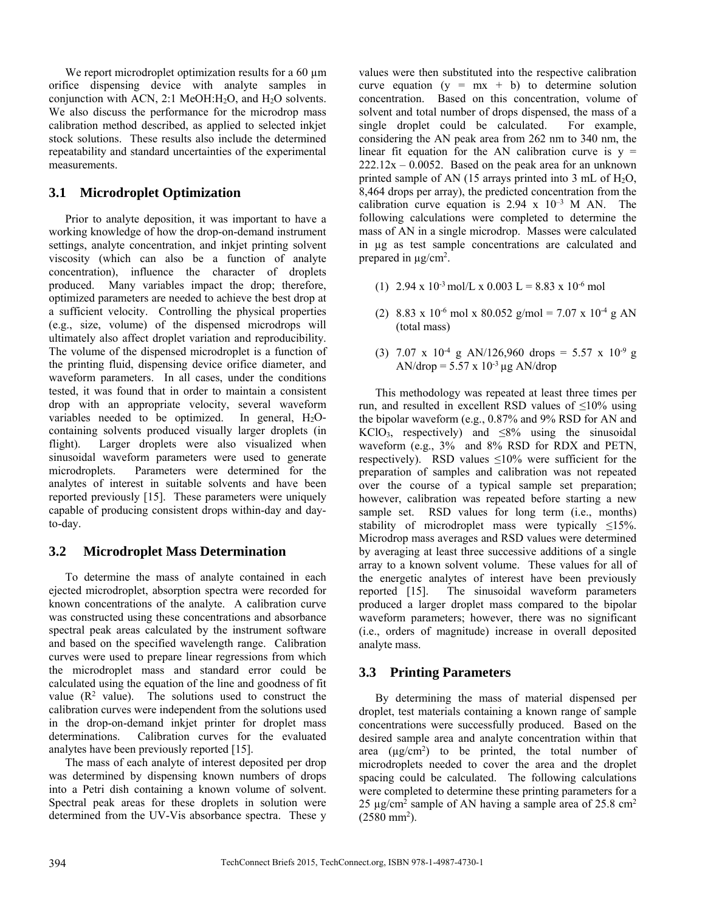We report microdroplet optimization results for a 60 μm orifice dispensing device with analyte samples in conjunction with ACN, 2:1 MeOH:$H_2O$, and $H_2O$ solvents. We also discuss the performance for the microdrop mass calibration method described, as applied to selected inkjet stock solutions. These results also include the determined repeatability and standard uncertainties of the experimental measurements.

## 3.1 Microdroplet Optimization

Prior to analyte deposition, it was important to have a working knowledge of how the drop-on-demand instrument settings, analyte concentration, and inkjet printing solvent viscosity (which can also be a function of analyte concentration), influence the character of droplets produced. Many variables impact the drop; therefore, optimized parameters are needed to achieve the best drop at a sufficient velocity. Controlling the physical properties (e.g., size, volume) of the dispensed microdrops will ultimately also affect droplet variation and reproducibility. The volume of the dispensed microdroplet is a function of the printing fluid, dispensing device orifice diameter, and waveform parameters. In all cases, under the conditions tested, it was found that in order to maintain a consistent drop with an appropriate velocity, several waveform variables needed to be optimized. In general, $H_2O$-containing solvents produced visually larger droplets (in flight). Larger droplets were also visualized when sinusoidal waveform parameters were used to generate microdroplets. Parameters were determined for the analytes of interest in suitable solvents and have been reported previously [15]. These parameters were uniquely capable of producing consistent drops within-day and day-to-day.

## 3.2 Microdroplet Mass Determination

To determine the mass of analyte contained in each ejected microdroplet, absorption spectra were recorded for known concentrations of the analyte. A calibration curve was constructed using these concentrations and absorbance spectral peak areas calculated by the instrument software and based on the specified wavelength range. Calibration curves were used to prepare linear regressions from which the microdroplet mass and standard error could be calculated using the equation of the line and goodness of fit value ($R^2$ value). The solutions used to construct the calibration curves were independent from the solutions used in the drop-on-demand inkjet printer for droplet mass determinations. Calibration curves for the evaluated analytes have been previously reported [15].

The mass of each analyte of interest deposited per drop was determined by dispensing known numbers of drops into a Petri dish containing a known volume of solvent. Spectral peak areas for these droplets in solution were determined from the UV-Vis absorbance spectra. These y values were then substituted into the respective calibration curve equation ($y = mx + b$) to determine solution concentration. Based on this concentration, volume of solvent and total number of drops dispensed, the mass of a single droplet could be calculated. For example, considering the AN peak area from 262 nm to 340 nm, the linear fit equation for the AN calibration curve is $y = 222.12x - 0.0052$. Based on the peak area for an unknown printed sample of AN (15 arrays printed into 3 mL of $H_2O$, 8,464 drops per array), the predicted concentration from the calibration curve equation is $2.94 \times 10^{-3}$ M AN. The following calculations were completed to determine the mass of AN in a single microdrop. Masses were calculated in μg as test sample concentrations are calculated and prepared in μg/cm$^2$.

(1) $2.94 \times 10^{-3}$ mol/L x 0.003 L = $8.83 \times 10^{-6}$ mol

(2) $8.83 \times 10^{-6}$ mol x 80.052 g/mol = $7.07 \times 10^{-4}$ g AN (total mass)

(3) $7.07 \times 10^{-4}$ g AN/126,960 drops = $5.57 \times 10^{-9}$ g AN/drop = $5.57 \times 10^{-3}$ μg AN/drop

This methodology was repeated at least three times per run, and resulted in excellent RSD values of ≤10% using the bipolar waveform (e.g., 0.87% and 9% RSD for AN and $KClO_3$, respectively) and ≤8% using the sinusoidal waveform (e.g., 3% and 8% RSD for RDX and PETN, respectively). RSD values ≤10% were sufficient for the preparation of samples and calibration was not repeated over the course of a typical sample set preparation; however, calibration was repeated before starting a new sample set. RSD values for long term (i.e., months) stability of microdroplet mass were typically ≤15%. Microdrop mass averages and RSD values were determined by averaging at least three successive additions of a single array to a known solvent volume. These values for all of the energetic analytes of interest have been previously reported [15]. The sinusoidal waveform parameters produced a larger droplet mass compared to the bipolar waveform parameters; however, there was no significant (i.e., orders of magnitude) increase in overall deposited analyte mass.

## 3.3 Printing Parameters

By determining the mass of material dispensed per droplet, test materials containing a known range of sample concentrations were successfully produced. Based on the desired sample area and analyte concentration within that area (μg/cm$^2$) to be printed, the total number of microdroplets needed to cover the area and the droplet spacing could be calculated. The following calculations were completed to determine these printing parameters for a 25 μg/cm$^2$ sample of AN having a sample area of 25.8 cm$^2$ (2580 mm$^2$).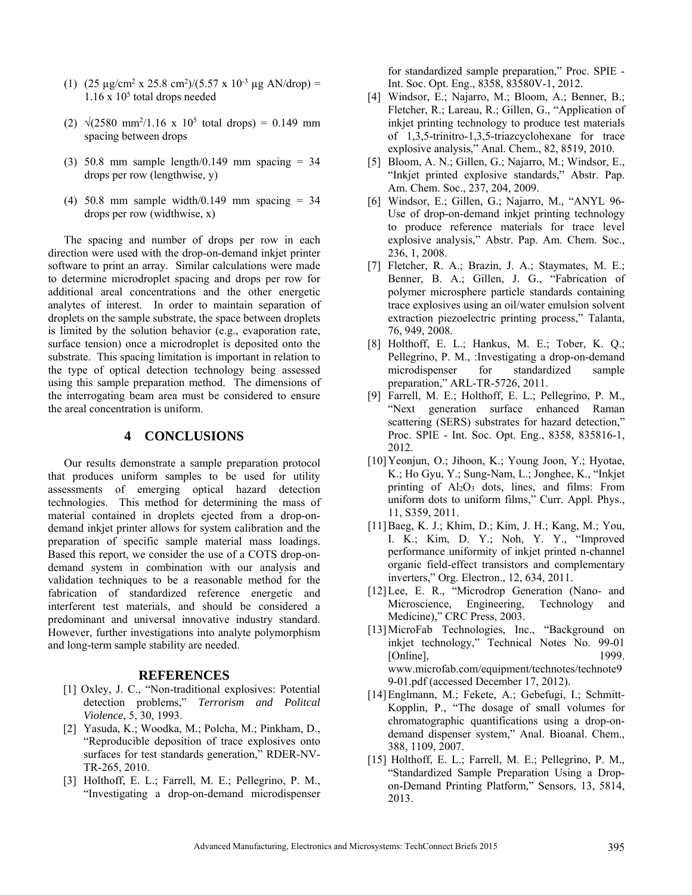(1) $(25\ \mu g/cm^2 \times 25.8\ cm^2)/(5.57 \times 10^{-3}\ \mu g\ AN/drop) = 1.16 \times 10^5$ total drops needed

(2) $\sqrt{(2580\ mm^2/1.16 \times 10^5\ total\ drops)} = 0.149$ mm spacing between drops

(3) 50.8 mm sample length/0.149 mm spacing = 34 drops per row (lengthwise, y)

(4) 50.8 mm sample width/0.149 mm spacing = 34 drops per row (widthwise, x)

The spacing and number of drops per row in each direction were used with the drop-on-demand inkjet printer software to print an array. Similar calculations were made to determine microdroplet spacing and drops per row for additional areal concentrations and the other energetic analytes of interest. In order to maintain separation of droplets on the sample substrate, the space between droplets is limited by the solution behavior (e.g., evaporation rate, surface tension) once a microdroplet is deposited onto the substrate. This spacing limitation is important in relation to the type of optical detection technology being assessed using this sample preparation method. The dimensions of the interrogating beam area must be considered to ensure the areal concentration is uniform.

## 4 CONCLUSIONS

Our results demonstrate a sample preparation protocol that produces uniform samples to be used for utility assessments of emerging optical hazard detection technologies. This method for determining the mass of material contained in droplets ejected from a drop-on-demand inkjet printer allows for system calibration and the preparation of specific sample material mass loadings. Based this report, we consider the use of a COTS drop-on-demand system in combination with our analysis and validation techniques to be a reasonable method for the fabrication of standardized reference energetic and interferent test materials, and should be considered a predominant and universal innovative industry standard. However, further investigations into analyte polymorphism and long-term sample stability are needed.

## REFERENCES

[1] Oxley, J. C., "Non-traditional explosives: Potential detection problems," *Terrorism and Politcal Violence*, 5, 30, 1993.

[2] Yasuda, K.; Woodka, M.; Polcha, M.; Pinkham, D., "Reproducible deposition of trace explosives onto surfaces for test standards generation," RDER-NV-TR-265, 2010.

[3] Holthoff, E. L.; Farrell, M. E.; Pellegrino, P. M., "Investigating a drop-on-demand microdispenser for standardized sample preparation," Proc. SPIE - Int. Soc. Opt. Eng., 8358, 83580V-1, 2012.

[4] Windsor, E.; Najarro, M.; Bloom, A.; Benner, B.; Fletcher, R.; Lareau, R.; Gillen, G., "Application of inkjet printing technology to produce test materials of 1,3,5-trinitro-1,3,5-triazcyclohexane for trace explosive analysis," Anal. Chem., 82, 8519, 2010.

[5] Bloom, A. N.; Gillen, G.; Najarro, M.; Windsor, E., "Inkjet printed explosive standards," Abstr. Pap. Am. Chem. Soc., 237, 204, 2009.

[6] Windsor, E.; Gillen, G.; Najarro, M., "ANYL 96- Use of drop-on-demand inkjet printing technology to produce reference materials for trace level explosive analysis," Abstr. Pap. Am. Chem. Soc., 236, 1, 2008.

[7] Fletcher, R. A.; Brazin, J. A.; Staymates, M. E.; Benner, B. A.; Gillen, J. G., "Fabrication of polymer microsphere particle standards containing trace explosives using an oil/water emulsion solvent extraction piezoelectric printing process," Talanta, 76, 949, 2008.

[8] Holthoff, E. L.; Hankus, M. E.; Tober, K. Q.; Pellegrino, P. M., :Investigating a drop-on-demand microdispenser for standardized sample preparation," ARL-TR-5726, 2011.

[9] Farrell, M. E.; Holthoff, E. L.; Pellegrino, P. M., "Next generation surface enhanced Raman scattering (SERS) substrates for hazard detection," Proc. SPIE - Int. Soc. Opt. Eng., 8358, 835816-1, 2012.

[10] Yeonjun, O.; Jihoon, K.; Young Joon, Y.; Hyotae, K.; Ho Gyu, Y.; Sung-Nam, L.; Jonghee, K., "Inkjet printing of $Al_2O_3$ dots, lines, and films: From uniform dots to uniform films," Curr. Appl. Phys., 11, S359, 2011.

[11] Baeg, K. J.; Khim, D.; Kim, J. H.; Kang, M.; You, I. K.; Kim, D. Y.; Noh, Y. Y., "Improved performance uniformity of inkjet printed n-channel organic field-effect transistors and complementary inverters," Org. Electron., 12, 634, 2011.

[12] Lee, E. R., "Microdrop Generation (Nano- and Microscience, Engineering, Technology and Medicine)," CRC Press, 2003.

[13] MicroFab Technologies, Inc., "Background on inkjet technology," Technical Notes No. 99-01 [Online], 1999. www.microfab.com/equipment/technotes/technote99-01.pdf (accessed December 17, 2012).

[14] Englmann, M.; Fekete, A.; Gebefugi, I.; Schmitt-Kopplin, P., "The dosage of small volumes for chromatographic quantifications using a drop-on-demand dispenser system," Anal. Bioanal. Chem., 388, 1109, 2007.

[15] Holthoff, E. L.; Farrell, M. E.; Pellegrino, P. M., "Standardized Sample Preparation Using a Drop-on-Demand Printing Platform," Sensors, 13, 5814, 2013.